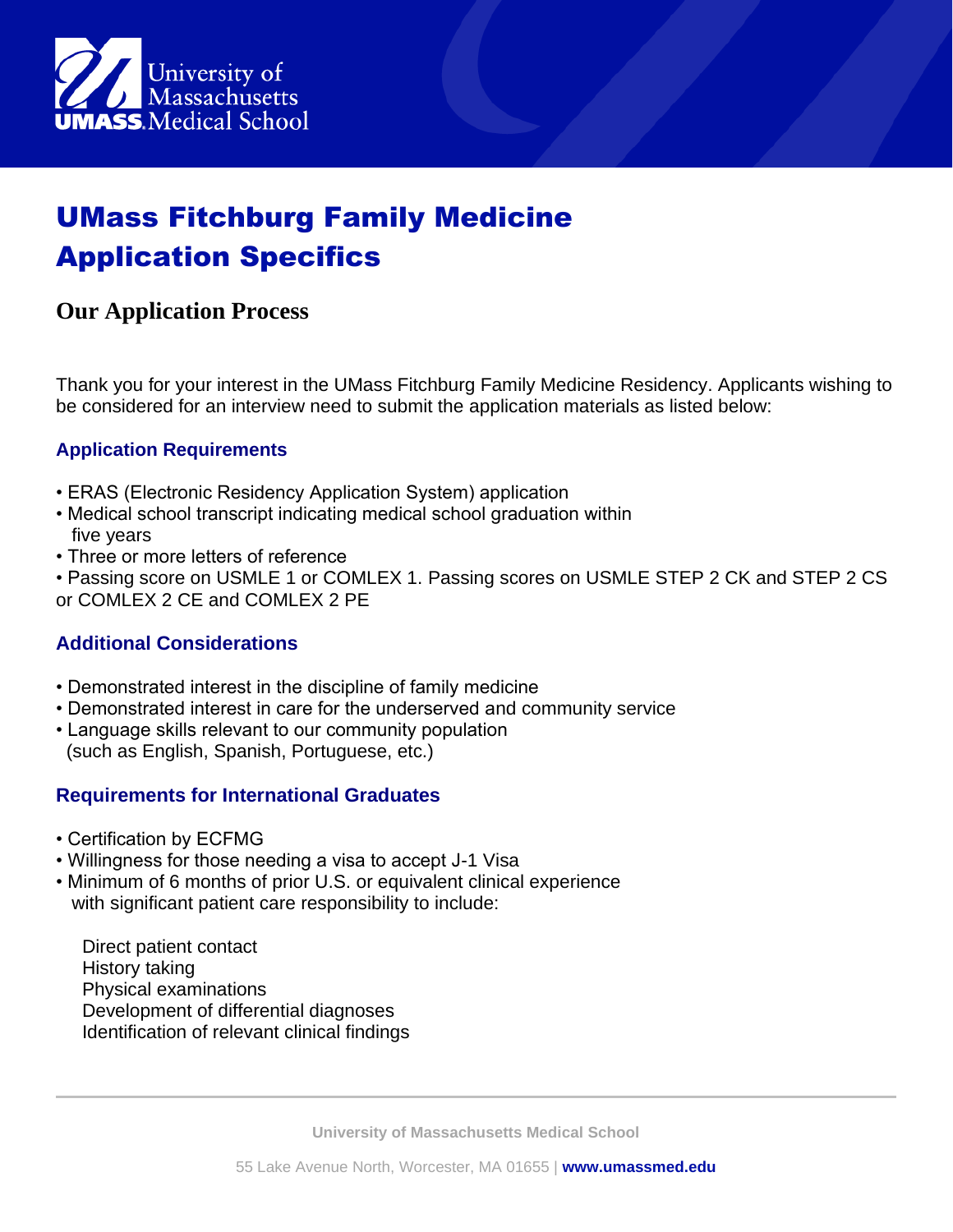University of Massachusetts
UMASS. Medical School

# UMass Fitchburg Family Medicine Application Specifics

## Our Application Process

Thank you for your interest in the UMass Fitchburg Family Medicine Residency. Applicants wishing to be considered for an interview need to submit the application materials as listed below:

### Application Requirements

- ERAS (Electronic Residency Application System) application
- Medical school transcript indicating medical school graduation within five years
- Three or more letters of reference
- Passing score on USMLE 1 or COMLEX 1. Passing scores on USMLE STEP 2 CK and STEP 2 CS or COMLEX 2 CE and COMLEX 2 PE

### Additional Considerations

- Demonstrated interest in the discipline of family medicine
- Demonstrated interest in care for the underserved and community service
- Language skills relevant to our community population (such as English, Spanish, Portuguese, etc.)

### Requirements for International Graduates

- Certification by ECFMG
- Willingness for those needing a visa to accept J-1 Visa
- Minimum of 6 months of prior U.S. or equivalent clinical experience with significant patient care responsibility to include:

  Direct patient contact
  History taking
  Physical examinations
  Development of differential diagnoses
  Identification of relevant clinical findings

University of Massachusetts Medical School

55 Lake Avenue North, Worcester, MA 01655 | **www.umassmed.edu**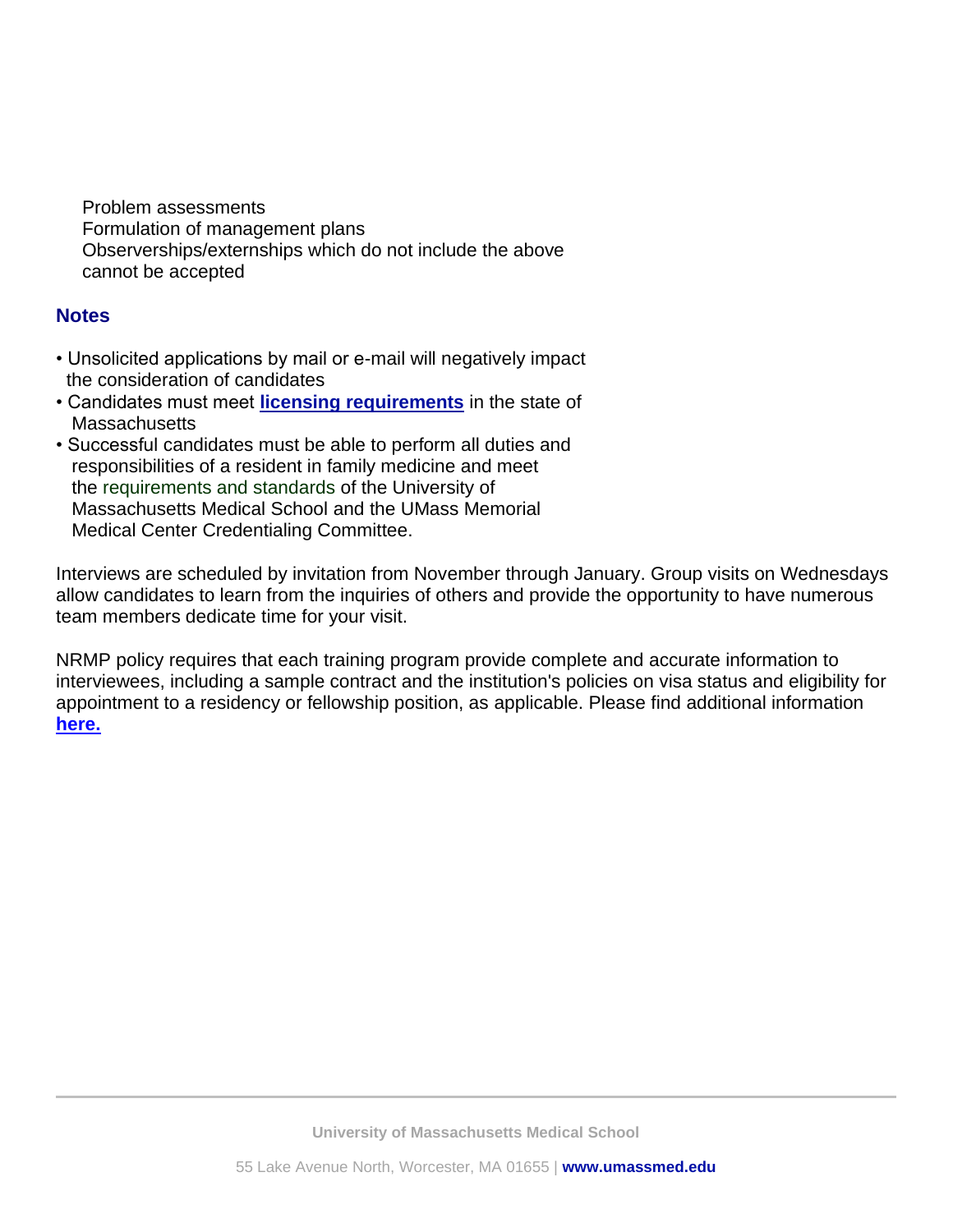Problem assessments
Formulation of management plans
Observerships/externships which do not include the above cannot be accepted

## Notes

- Unsolicited applications by mail or e-mail will negatively impact the consideration of candidates
- Candidates must meet **licensing requirements** in the state of Massachusetts
- Successful candidates must be able to perform all duties and responsibilities of a resident in family medicine and meet the requirements and standards of the University of Massachusetts Medical School and the UMass Memorial Medical Center Credentialing Committee.

Interviews are scheduled by invitation from November through January. Group visits on Wednesdays allow candidates to learn from the inquiries of others and provide the opportunity to have numerous team members dedicate time for your visit.

NRMP policy requires that each training program provide complete and accurate information to interviewees, including a sample contract and the institution's policies on visa status and eligibility for appointment to a residency or fellowship position, as applicable. Please find additional information **here.**